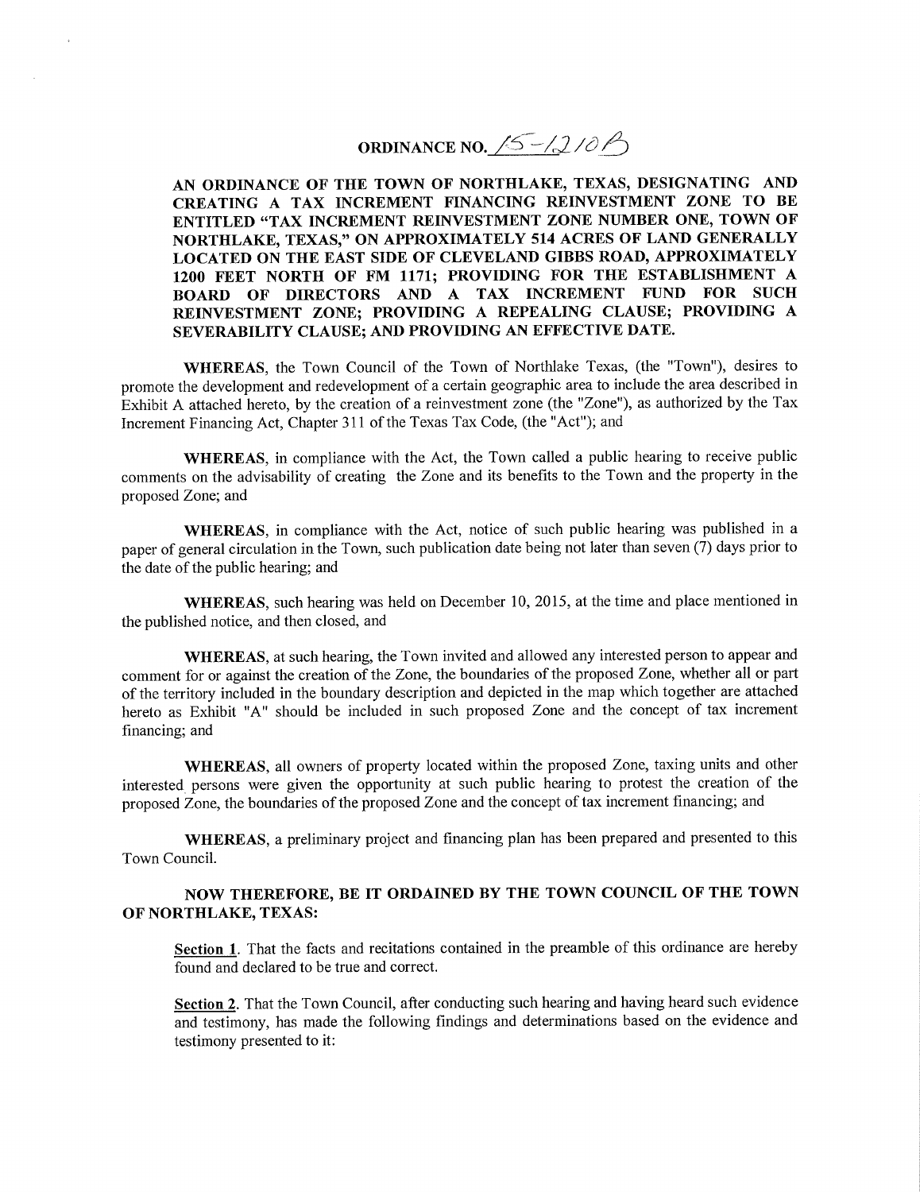# ORDINANCE NO. 15-1210B

**AN ORDINANCE OF THE TOWN OF NORTHLAKE, TEXAS, DESIGNATING AND CREATING A TAX INCREMENT FINANCING REINVESTMENT ZONE TO BE ENTITLED "TAX INCREMENT REINVESTMENT ZONE NUMBER ONE, TOWN OF NORTHLAKE, TEXAS," ON APPROXIMATELY 514 ACRES OF LAND GENERALLY LOCATED ON THE EAST SIDE OF CLEVELAND GIBBS ROAD, APPROXIMATELY 1200 FEET NORTH OF FM 1171; PROVIDING FOR THE ESTABLISHMENT A BOARD OF DIRECTORS AND A TAX INCREMENT FUND FOR SUCH REINVESTMENT ZONE; PROVIDING A REPEALING CLAUSE; PROVIDING A SEVERABILITY CLAUSE; AND PROVIDING AN EFFECTIVE DATE.**

**WHEREAS**, the Town Council of the Town of Northlake Texas, (the "Town"), desires to promote the development and redevelopment of a certain geographic area to include the area described in Exhibit A attached hereto, by the creation of a reinvestment zone (the "Zone"), as authorized by the Tax Increment Financing Act, Chapter 311 of the Texas Tax Code, (the "Act"); and

**WHEREAS**, in compliance with the Act, the Town called a public hearing to receive public comments on the advisability of creating the Zone and its benefits to the Town and the property in the proposed Zone; and

**WHEREAS**, in compliance with the Act, notice of such public hearing was published in a paper of general circulation in the Town, such publication date being not later than seven (7) days prior to the date of the public hearing; and

**WHEREAS**, such hearing was held on December 10, 2015, at the time and place mentioned in the published notice, and then closed, and

**WHEREAS**, at such hearing, the Town invited and allowed any interested person to appear and comment for or against the creation of the Zone, the boundaries of the proposed Zone, whether all or part of the territory included in the boundary description and depicted in the map which together are attached hereto as Exhibit "A" should be included in such proposed Zone and the concept of tax increment financing; and

**WHEREAS**, all owners of property located within the proposed Zone, taxing units and other interested persons were given the opportunity at such public hearing to protest the creation of the proposed Zone, the boundaries of the proposed Zone and the concept of tax increment financing; and

**WHEREAS**, a preliminary project and financing plan has been prepared and presented to this Town Council.

**NOW THEREFORE, BE IT ORDAINED BY THE TOWN COUNCIL OF THE TOWN OF NORTHLAKE, TEXAS:**

**Section 1**. That the facts and recitations contained in the preamble of this ordinance are hereby found and declared to be true and correct.

**Section 2**. That the Town Council, after conducting such hearing and having heard such evidence and testimony, has made the following findings and determinations based on the evidence and testimony presented to it: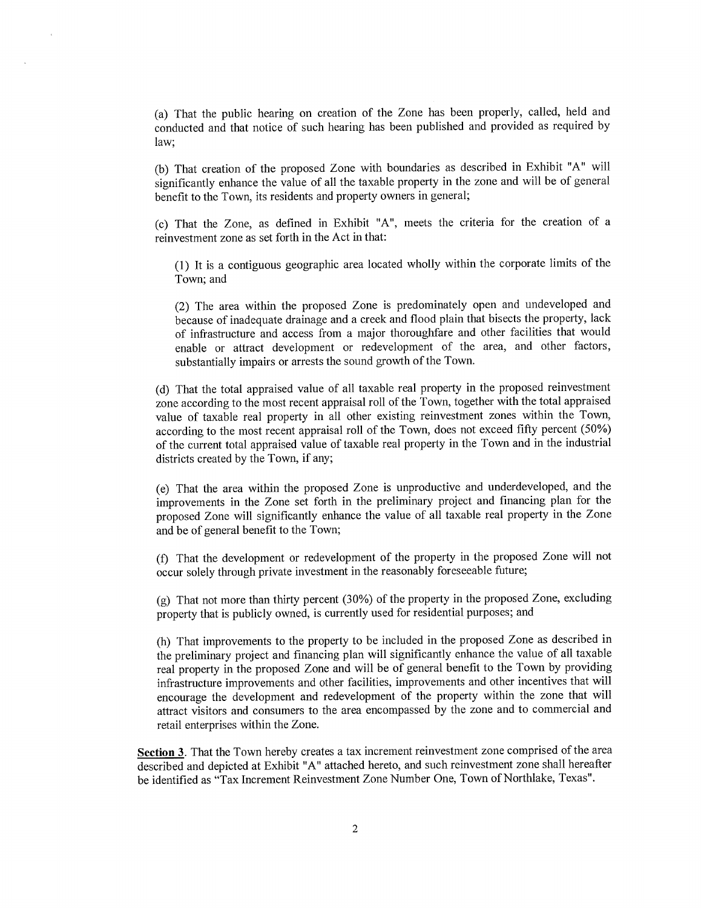(a) That the public hearing on creation of the Zone has been properly, called, held and conducted and that notice of such hearing has been published and provided as required by law;

(b) That creation of the proposed Zone with boundaries as described in Exhibit "A" will significantly enhance the value of all the taxable property in the zone and will be of general benefit to the Town, its residents and property owners in general;

(c) That the Zone, as defined in Exhibit "A", meets the criteria for the creation of a reinvestment zone as set forth in the Act in that:

(1) It is a contiguous geographic area located wholly within the corporate limits of the Town; and

(2) The area within the proposed Zone is predominately open and undeveloped and because of inadequate drainage and a creek and flood plain that bisects the property, lack of infrastructure and access from a major thoroughfare and other facilities that would enable or attract development or redevelopment of the area, and other factors, substantially impairs or arrests the sound growth of the Town.

(d) That the total appraised value of all taxable real property in the proposed reinvestment zone according to the most recent appraisal roll of the Town, together with the total appraised value of taxable real property in all other existing reinvestment zones within the Town, according to the most recent appraisal roll of the Town, does not exceed fifty percent (50%) of the current total appraised value of taxable real property in the Town and in the industrial districts created by the Town, if any;

(e) That the area within the proposed Zone is unproductive and underdeveloped, and the improvements in the Zone set forth in the preliminary project and financing plan for the proposed Zone will significantly enhance the value of all taxable real property in the Zone and be of general benefit to the Town;

(f) That the development or redevelopment of the property in the proposed Zone will not occur solely through private investment in the reasonably foreseeable future;

(g) That not more than thirty percent (30%) of the property in the proposed Zone, excluding property that is publicly owned, is currently used for residential purposes; and

(h) That improvements to the property to be included in the proposed Zone as described in the preliminary project and financing plan will significantly enhance the value of all taxable real property in the proposed Zone and will be of general benefit to the Town by providing infrastructure improvements and other facilities, improvements and other incentives that will encourage the development and redevelopment of the property within the zone that will attract visitors and consumers to the area encompassed by the zone and to commercial and retail enterprises within the Zone.

**Section 3**. That the Town hereby creates a tax increment reinvestment zone comprised of the area described and depicted at Exhibit "A" attached hereto, and such reinvestment zone shall hereafter be identified as "Tax Increment Reinvestment Zone Number One, Town of Northlake, Texas".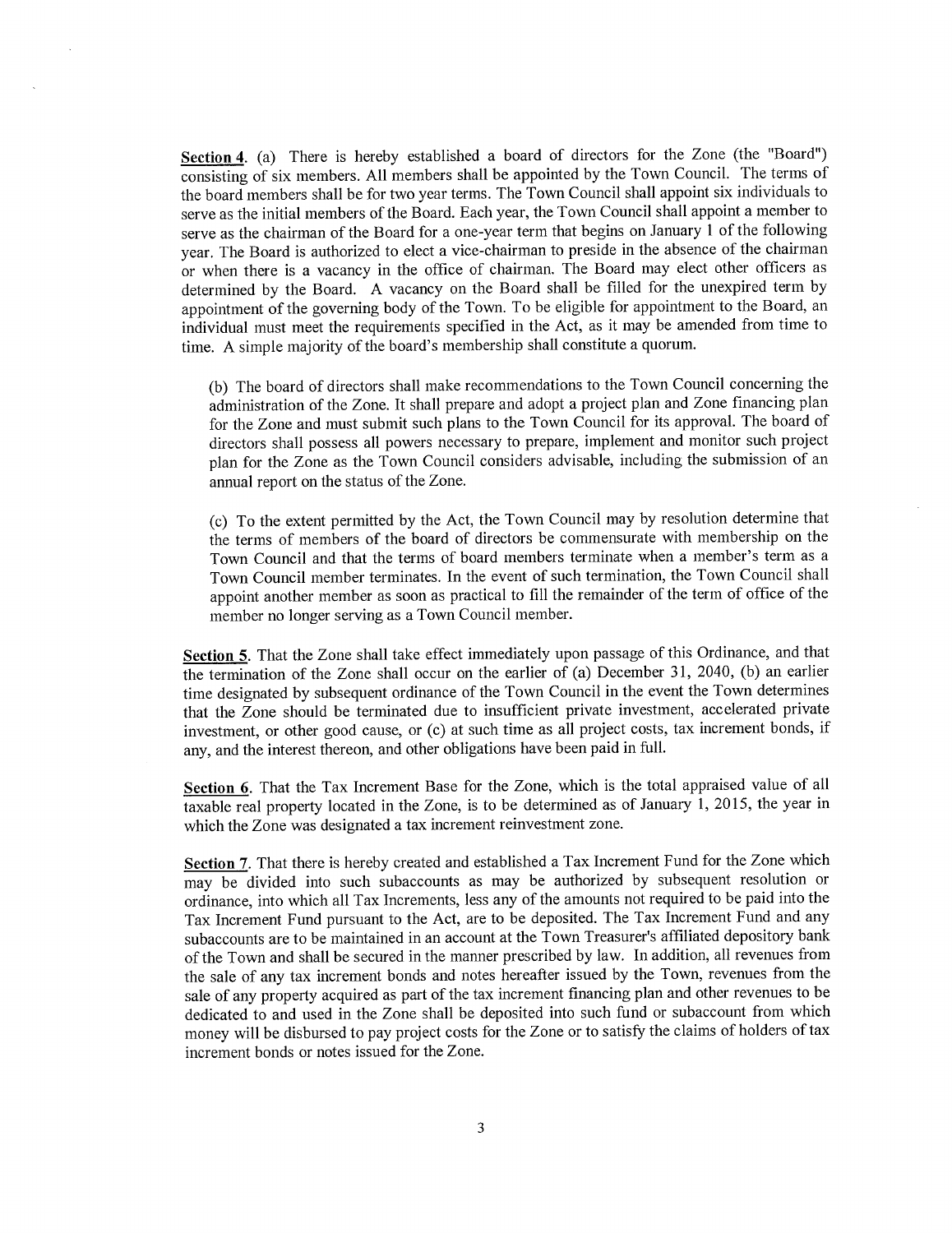**Section 4**. (a) There is hereby established a board of directors for the Zone (the "Board") consisting of six members. All members shall be appointed by the Town Council. The terms of the board members shall be for two year terms. The Town Council shall appoint six individuals to serve as the initial members of the Board. Each year, the Town Council shall appoint a member to serve as the chairman of the Board for a one-year term that begins on January 1 of the following year. The Board is authorized to elect a vice-chairman to preside in the absence of the chairman or when there is a vacancy in the office of chairman. The Board may elect other officers as determined by the Board. A vacancy on the Board shall be filled for the unexpired term by appointment of the governing body of the Town. To be eligible for appointment to the Board, an individual must meet the requirements specified in the Act, as it may be amended from time to time. A simple majority of the board's membership shall constitute a quorum.

(b) The board of directors shall make recommendations to the Town Council concerning the administration of the Zone. It shall prepare and adopt a project plan and Zone financing plan for the Zone and must submit such plans to the Town Council for its approval. The board of directors shall possess all powers necessary to prepare, implement and monitor such project plan for the Zone as the Town Council considers advisable, including the submission of an annual report on the status of the Zone.

(c) To the extent permitted by the Act, the Town Council may by resolution determine that the terms of members of the board of directors be commensurate with membership on the Town Council and that the terms of board members terminate when a member's term as a Town Council member terminates. In the event of such termination, the Town Council shall appoint another member as soon as practical to fill the remainder of the term of office of the member no longer serving as a Town Council member.

**Section 5**. That the Zone shall take effect immediately upon passage of this Ordinance, and that the termination of the Zone shall occur on the earlier of (a) December 31, 2040, (b) an earlier time designated by subsequent ordinance of the Town Council in the event the Town determines that the Zone should be terminated due to insufficient private investment, accelerated private investment, or other good cause, or (c) at such time as all project costs, tax increment bonds, if any, and the interest thereon, and other obligations have been paid in full.

**Section 6**. That the Tax Increment Base for the Zone, which is the total appraised value of all taxable real property located in the Zone, is to be determined as of January 1, 2015, the year in which the Zone was designated a tax increment reinvestment zone.

**Section 7**. That there is hereby created and established a Tax Increment Fund for the Zone which may be divided into such subaccounts as may be authorized by subsequent resolution or ordinance, into which all Tax Increments, less any of the amounts not required to be paid into the Tax Increment Fund pursuant to the Act, are to be deposited. The Tax Increment Fund and any subaccounts are to be maintained in an account at the Town Treasurer's affiliated depository bank of the Town and shall be secured in the manner prescribed by law. In addition, all revenues from the sale of any tax increment bonds and notes hereafter issued by the Town, revenues from the sale of any property acquired as part of the tax increment financing plan and other revenues to be dedicated to and used in the Zone shall be deposited into such fund or subaccount from which money will be disbursed to pay project costs for the Zone or to satisfy the claims of holders of tax increment bonds or notes issued for the Zone.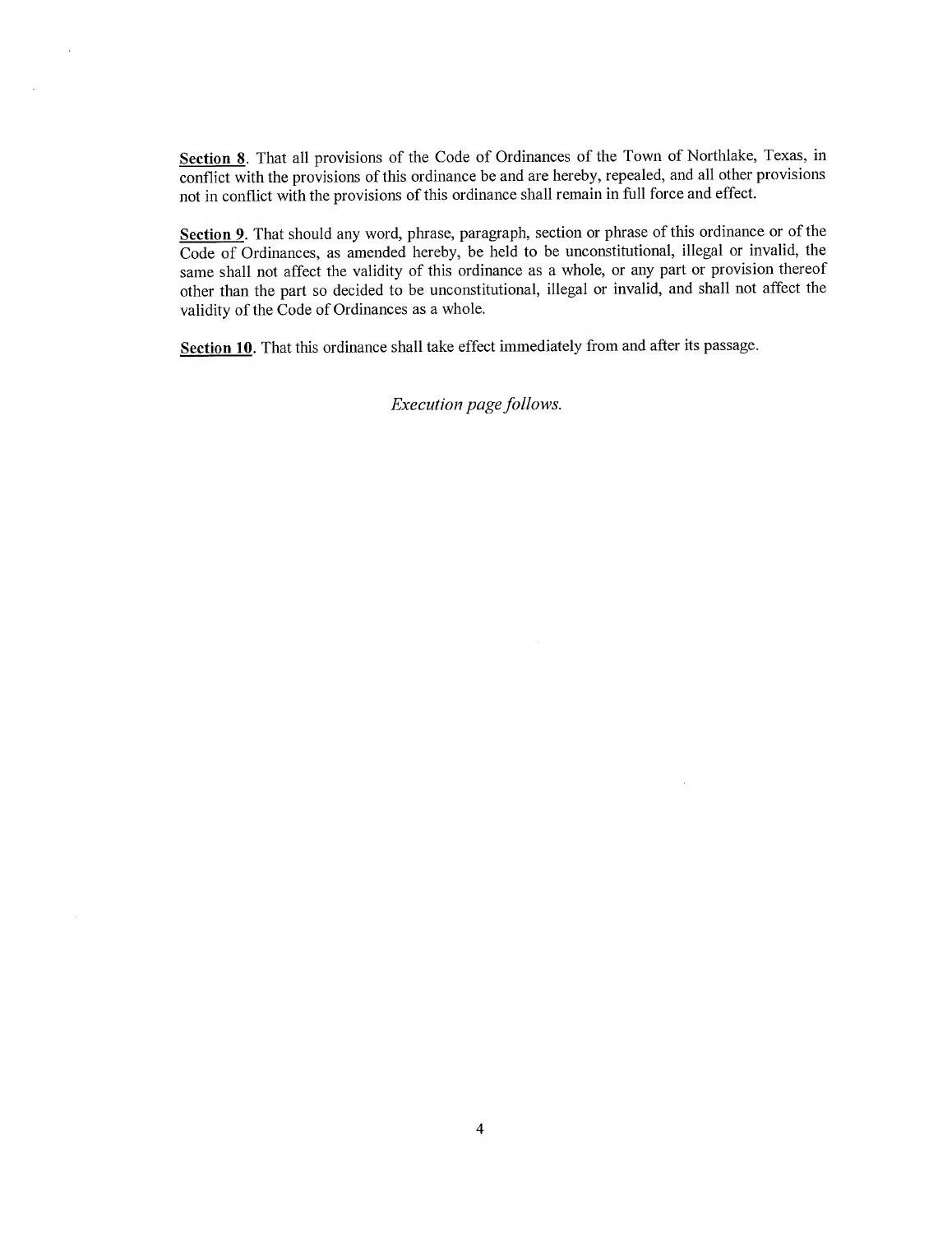**Section 8**. That all provisions of the Code of Ordinances of the Town of Northlake, Texas, in conflict with the provisions of this ordinance be and are hereby, repealed, and all other provisions not in conflict with the provisions of this ordinance shall remain in full force and effect.

**Section 9**. That should any word, phrase, paragraph, section or phrase of this ordinance or of the Code of Ordinances, as amended hereby, be held to be unconstitutional, illegal or invalid, the same shall not affect the validity of this ordinance as a whole, or any part or provision thereof other than the part so decided to be unconstitutional, illegal or invalid, and shall not affect the validity of the Code of Ordinances as a whole.

**Section 10**. That this ordinance shall take effect immediately from and after its passage.

*Execution page follows.*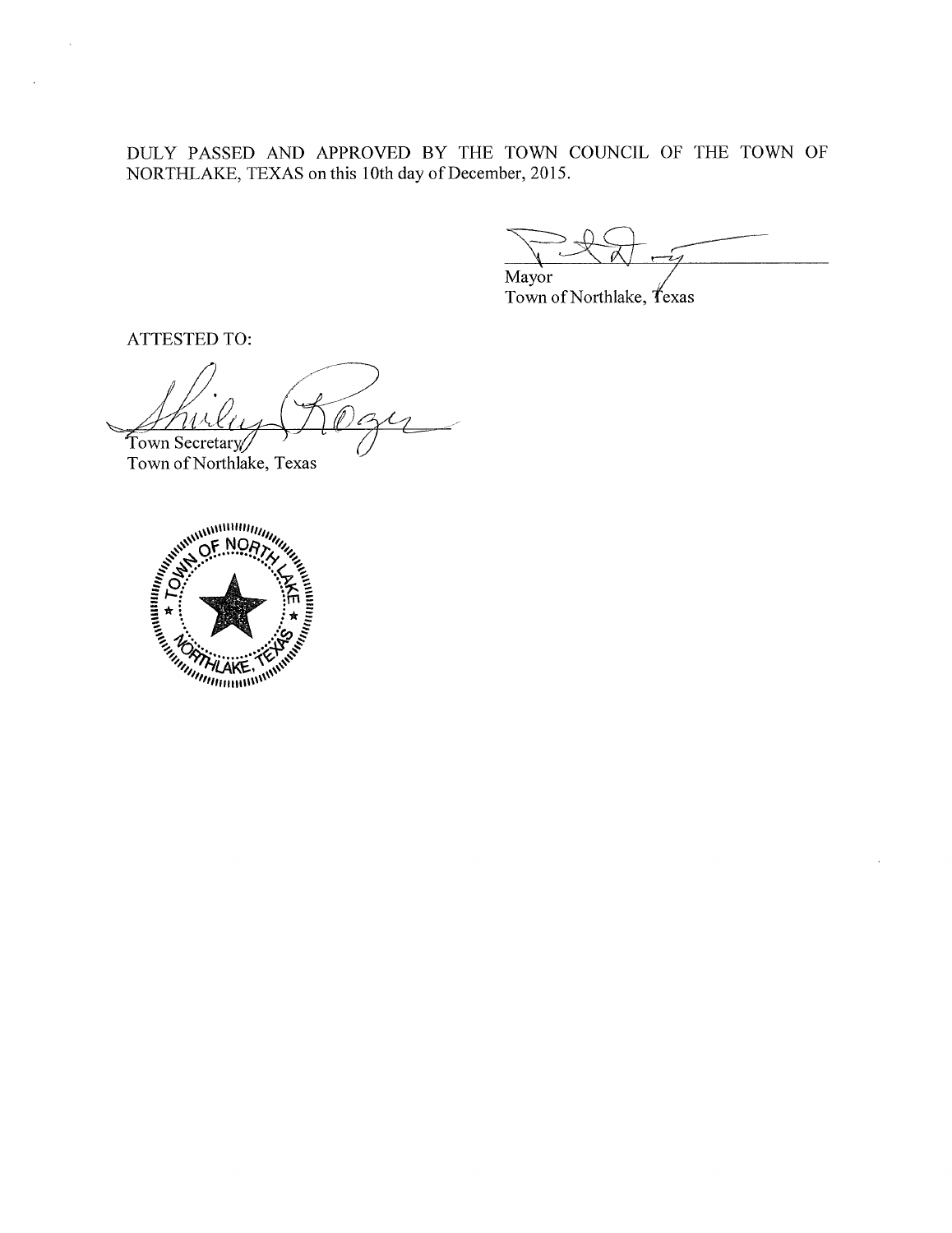DULY PASSED AND APPROVED BY THE TOWN COUNCIL OF THE TOWN OF NORTHLAKE, TEXAS on this 10th day of December, 2015.

Mayor
Town of Northlake, Texas

ATTESTED TO:

Town Secretary
Town of Northlake, Texas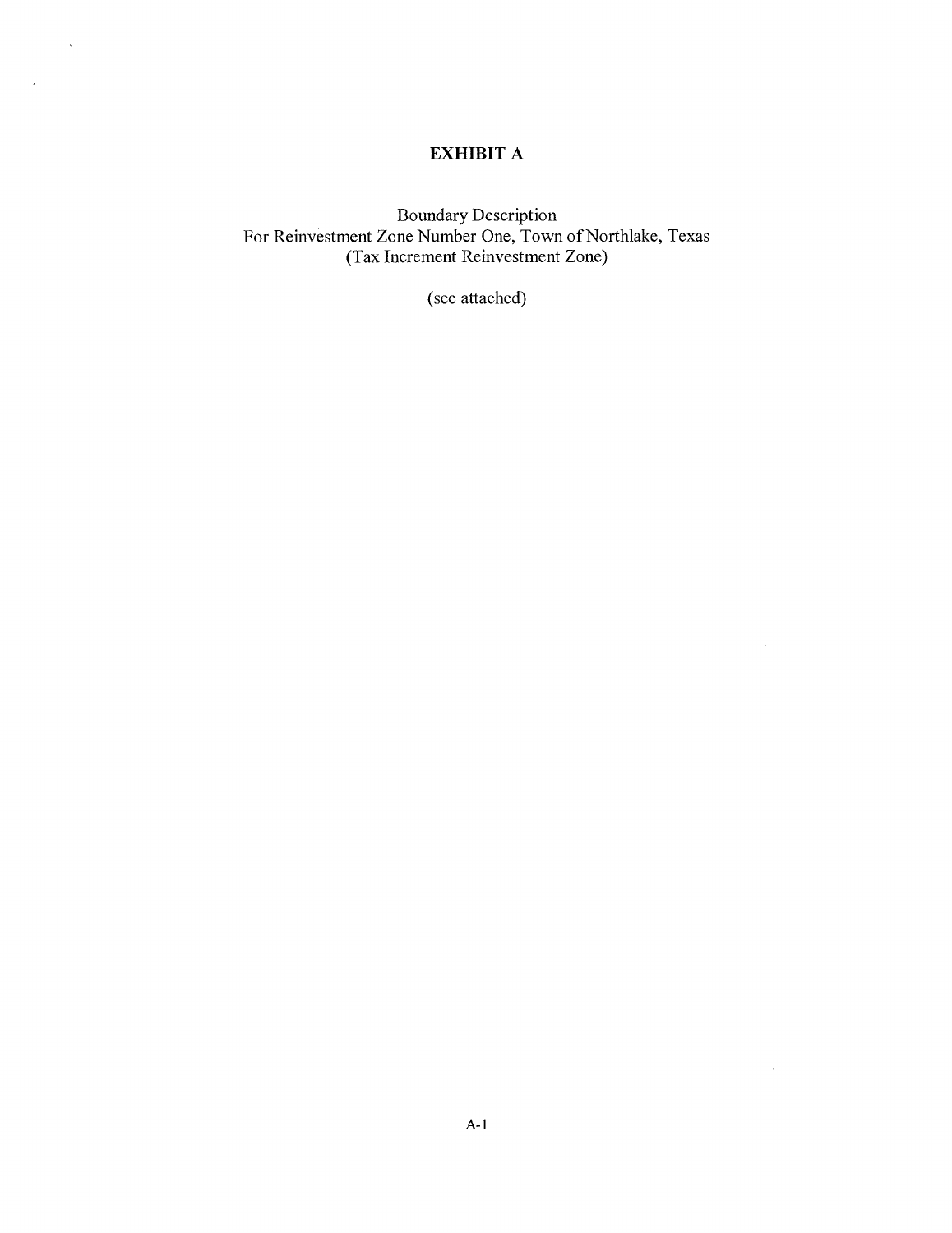**EXHIBIT A**

Boundary Description
For Reinvestment Zone Number One, Town of Northlake, Texas
(Tax Increment Reinvestment Zone)

(see attached)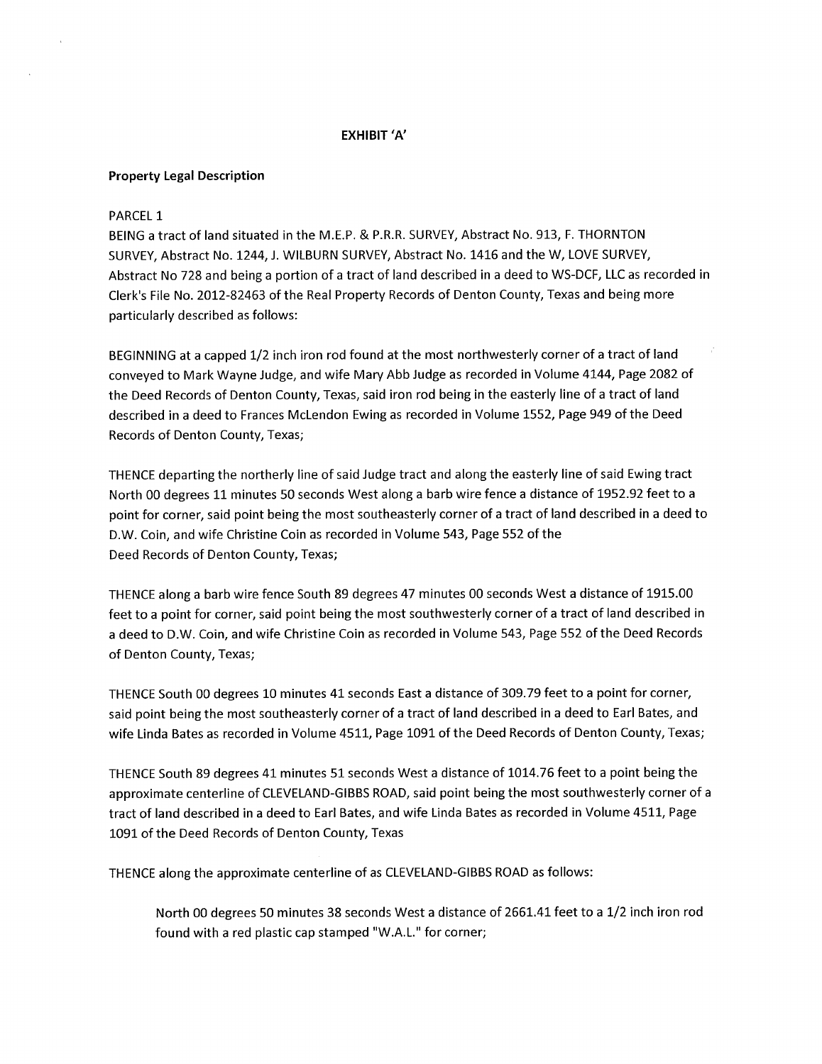## EXHIBIT 'A'

**Property Legal Description**

PARCEL 1
BEING a tract of land situated in the M.E.P. & P.R.R. SURVEY, Abstract No. 913, F. THORNTON SURVEY, Abstract No. 1244, J. WILBURN SURVEY, Abstract No. 1416 and the W, LOVE SURVEY, Abstract No 728 and being a portion of a tract of land described in a deed to WS-DCF, LLC as recorded in Clerk's File No. 2012-82463 of the Real Property Records of Denton County, Texas and being more particularly described as follows:

BEGINNING at a capped 1/2 inch iron rod found at the most northwesterly corner of a tract of land conveyed to Mark Wayne Judge, and wife Mary Abb Judge as recorded in Volume 4144, Page 2082 of the Deed Records of Denton County, Texas, said iron rod being in the easterly line of a tract of land described in a deed to Frances McLendon Ewing as recorded in Volume 1552, Page 949 of the Deed Records of Denton County, Texas;

THENCE departing the northerly line of said Judge tract and along the easterly line of said Ewing tract North 00 degrees 11 minutes 50 seconds West along a barb wire fence a distance of 1952.92 feet to a point for corner, said point being the most southeasterly corner of a tract of land described in a deed to D.W. Coin, and wife Christine Coin as recorded in Volume 543, Page 552 of the Deed Records of Denton County, Texas;

THENCE along a barb wire fence South 89 degrees 47 minutes 00 seconds West a distance of 1915.00 feet to a point for corner, said point being the most southwesterly corner of a tract of land described in a deed to D.W. Coin, and wife Christine Coin as recorded in Volume 543, Page 552 of the Deed Records of Denton County, Texas;

THENCE South 00 degrees 10 minutes 41 seconds East a distance of 309.79 feet to a point for corner, said point being the most southeasterly corner of a tract of land described in a deed to Earl Bates, and wife Linda Bates as recorded in Volume 4511, Page 1091 of the Deed Records of Denton County, Texas;

THENCE South 89 degrees 41 minutes 51 seconds West a distance of 1014.76 feet to a point being the approximate centerline of CLEVELAND-GIBBS ROAD, said point being the most southwesterly corner of a tract of land described in a deed to Earl Bates, and wife Linda Bates as recorded in Volume 4511, Page 1091 of the Deed Records of Denton County, Texas

THENCE along the approximate centerline of as CLEVELAND-GIBBS ROAD as follows:

> North 00 degrees 50 minutes 38 seconds West a distance of 2661.41 feet to a 1/2 inch iron rod found with a red plastic cap stamped "W.A.L." for corner;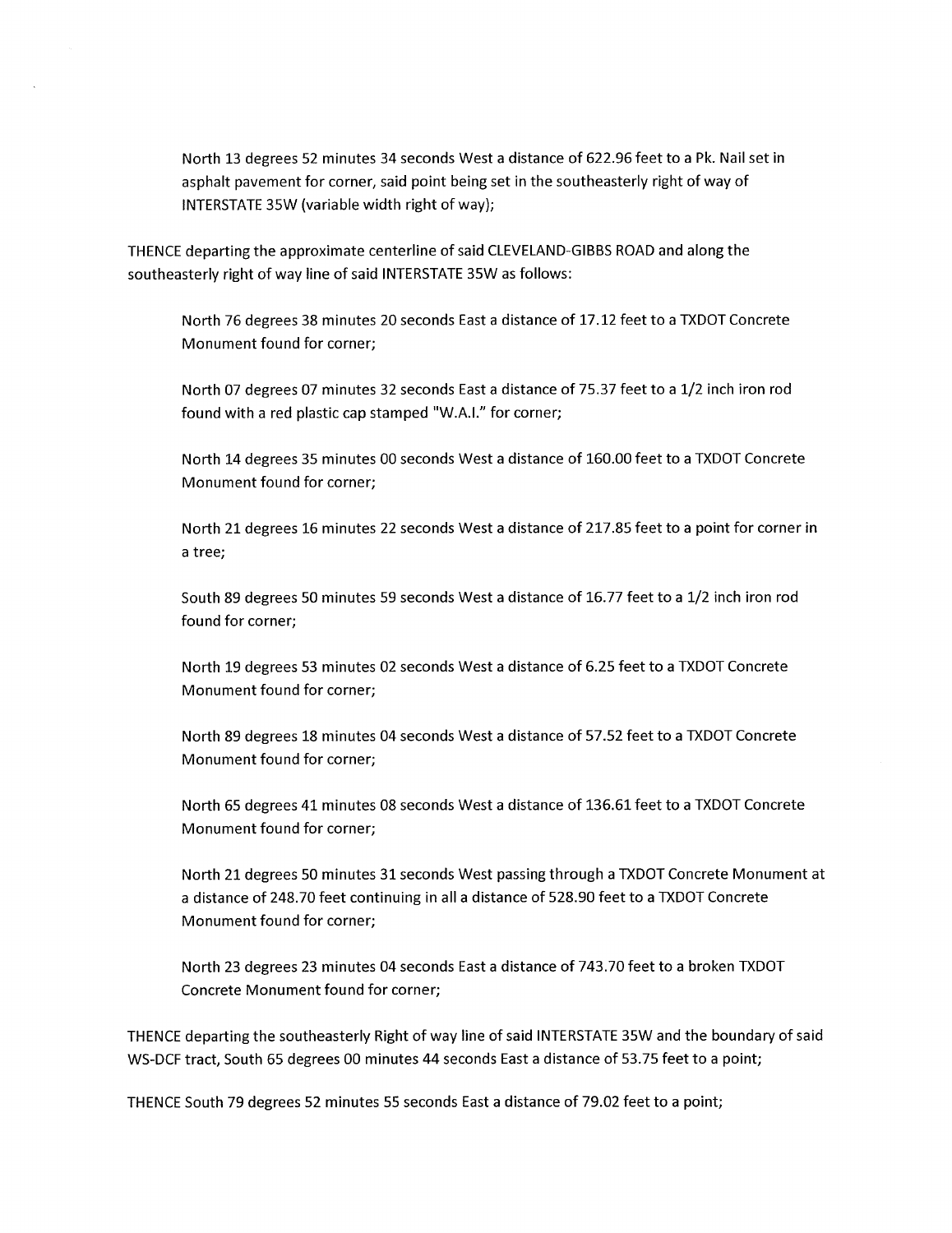North 13 degrees 52 minutes 34 seconds West a distance of 622.96 feet to a Pk. Nail set in asphalt pavement for corner, said point being set in the southeasterly right of way of INTERSTATE 35W (variable width right of way);

THENCE departing the approximate centerline of said CLEVELAND-GIBBS ROAD and along the southeasterly right of way line of said INTERSTATE 35W as follows:

North 76 degrees 38 minutes 20 seconds East a distance of 17.12 feet to a TXDOT Concrete Monument found for corner;

North 07 degrees 07 minutes 32 seconds East a distance of 75.37 feet to a 1/2 inch iron rod found with a red plastic cap stamped "W.A.I." for corner;

North 14 degrees 35 minutes 00 seconds West a distance of 160.00 feet to a TXDOT Concrete Monument found for corner;

North 21 degrees 16 minutes 22 seconds West a distance of 217.85 feet to a point for corner in a tree;

South 89 degrees 50 minutes 59 seconds West a distance of 16.77 feet to a 1/2 inch iron rod found for corner;

North 19 degrees 53 minutes 02 seconds West a distance of 6.25 feet to a TXDOT Concrete Monument found for corner;

North 89 degrees 18 minutes 04 seconds West a distance of 57.52 feet to a TXDOT Concrete Monument found for corner;

North 65 degrees 41 minutes 08 seconds West a distance of 136.61 feet to a TXDOT Concrete Monument found for corner;

North 21 degrees 50 minutes 31 seconds West passing through a TXDOT Concrete Monument at a distance of 248.70 feet continuing in all a distance of 528.90 feet to a TXDOT Concrete Monument found for corner;

North 23 degrees 23 minutes 04 seconds East a distance of 743.70 feet to a broken TXDOT Concrete Monument found for corner;

THENCE departing the southeasterly Right of way line of said INTERSTATE 35W and the boundary of said WS-DCF tract, South 65 degrees 00 minutes 44 seconds East a distance of 53.75 feet to a point;

THENCE South 79 degrees 52 minutes 55 seconds East a distance of 79.02 feet to a point;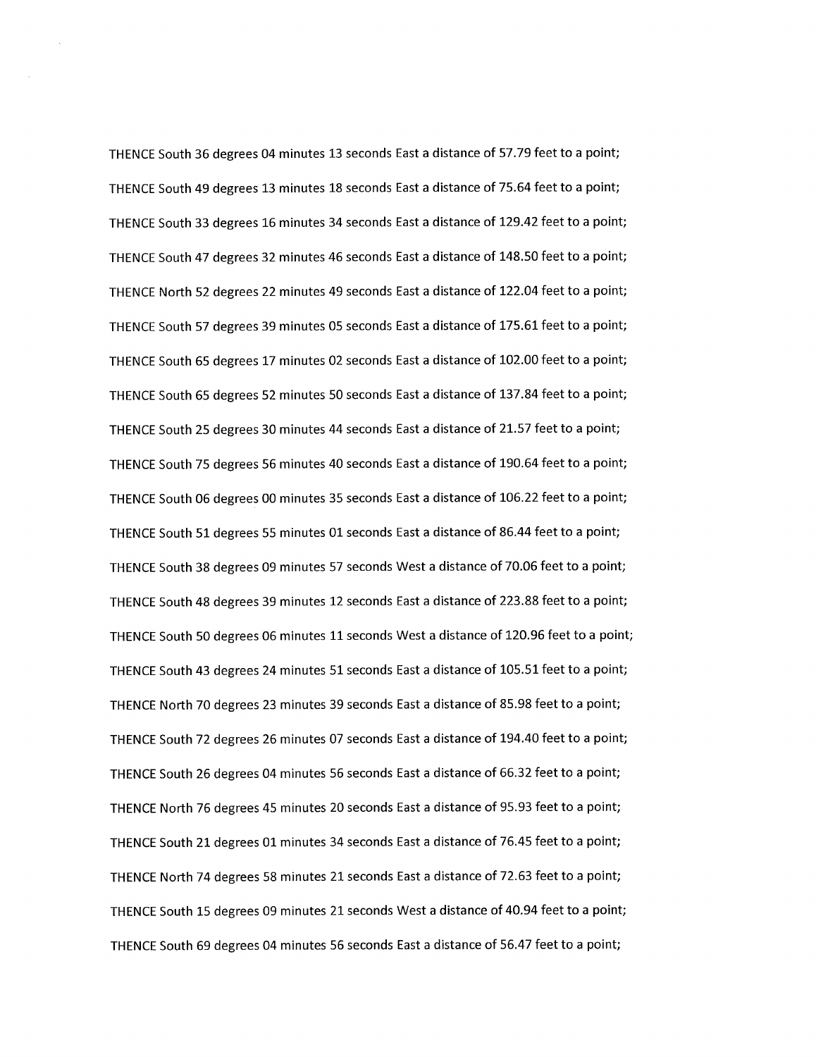THENCE South 36 degrees 04 minutes 13 seconds East a distance of 57.79 feet to a point;

THENCE South 49 degrees 13 minutes 18 seconds East a distance of 75.64 feet to a point;

THENCE South 33 degrees 16 minutes 34 seconds East a distance of 129.42 feet to a point;

THENCE South 47 degrees 32 minutes 46 seconds East a distance of 148.50 feet to a point;

THENCE North 52 degrees 22 minutes 49 seconds East a distance of 122.04 feet to a point;

THENCE South 57 degrees 39 minutes 05 seconds East a distance of 175.61 feet to a point;

THENCE South 65 degrees 17 minutes 02 seconds East a distance of 102.00 feet to a point;

THENCE South 65 degrees 52 minutes 50 seconds East a distance of 137.84 feet to a point;

THENCE South 25 degrees 30 minutes 44 seconds East a distance of 21.57 feet to a point;

THENCE South 75 degrees 56 minutes 40 seconds East a distance of 190.64 feet to a point;

THENCE South 06 degrees 00 minutes 35 seconds East a distance of 106.22 feet to a point;

THENCE South 51 degrees 55 minutes 01 seconds East a distance of 86.44 feet to a point;

THENCE South 38 degrees 09 minutes 57 seconds West a distance of 70.06 feet to a point;

THENCE South 48 degrees 39 minutes 12 seconds East a distance of 223.88 feet to a point;

THENCE South 50 degrees 06 minutes 11 seconds West a distance of 120.96 feet to a point;

THENCE South 43 degrees 24 minutes 51 seconds East a distance of 105.51 feet to a point;

THENCE North 70 degrees 23 minutes 39 seconds East a distance of 85.98 feet to a point;

THENCE South 72 degrees 26 minutes 07 seconds East a distance of 194.40 feet to a point;

THENCE South 26 degrees 04 minutes 56 seconds East a distance of 66.32 feet to a point;

THENCE North 76 degrees 45 minutes 20 seconds East a distance of 95.93 feet to a point;

THENCE South 21 degrees 01 minutes 34 seconds East a distance of 76.45 feet to a point;

THENCE North 74 degrees 58 minutes 21 seconds East a distance of 72.63 feet to a point;

THENCE South 15 degrees 09 minutes 21 seconds West a distance of 40.94 feet to a point;

THENCE South 69 degrees 04 minutes 56 seconds East a distance of 56.47 feet to a point;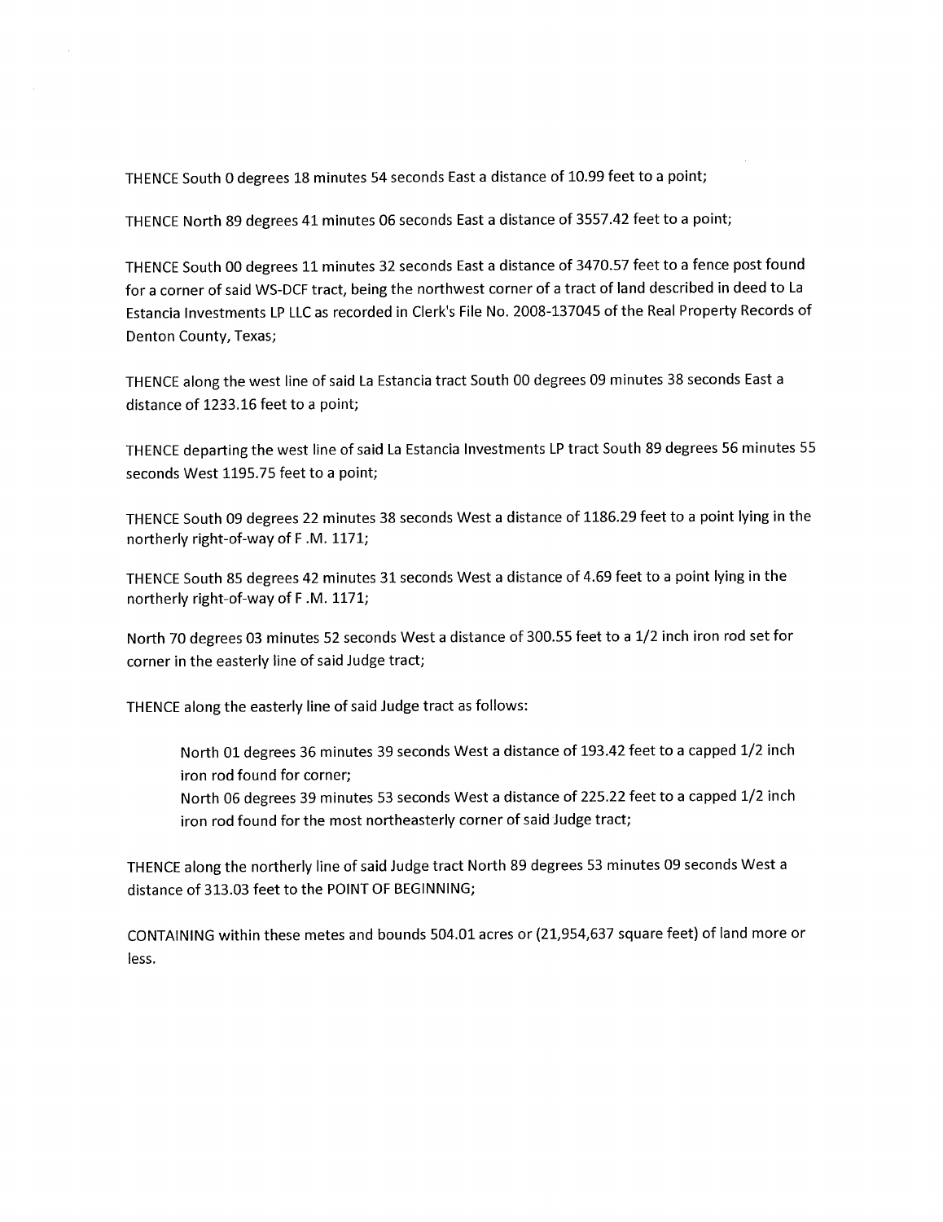THENCE South 0 degrees 18 minutes 54 seconds East a distance of 10.99 feet to a point;

THENCE North 89 degrees 41 minutes 06 seconds East a distance of 3557.42 feet to a point;

THENCE South 00 degrees 11 minutes 32 seconds East a distance of 3470.57 feet to a fence post found for a corner of said WS-DCF tract, being the northwest corner of a tract of land described in deed to La Estancia Investments LP LLC as recorded in Clerk's File No. 2008-137045 of the Real Property Records of Denton County, Texas;

THENCE along the west line of said La Estancia tract South 00 degrees 09 minutes 38 seconds East a distance of 1233.16 feet to a point;

THENCE departing the west line of said La Estancia Investments LP tract South 89 degrees 56 minutes 55 seconds West 1195.75 feet to a point;

THENCE South 09 degrees 22 minutes 38 seconds West a distance of 1186.29 feet to a point lying in the northerly right-of-way of F .M. 1171;

THENCE South 85 degrees 42 minutes 31 seconds West a distance of 4.69 feet to a point lying in the northerly right-of-way of F .M. 1171;

North 70 degrees 03 minutes 52 seconds West a distance of 300.55 feet to a 1/2 inch iron rod set for corner in the easterly line of said Judge tract;

THENCE along the easterly line of said Judge tract as follows:

> North 01 degrees 36 minutes 39 seconds West a distance of 193.42 feet to a capped 1/2 inch iron rod found for corner;
> North 06 degrees 39 minutes 53 seconds West a distance of 225.22 feet to a capped 1/2 inch iron rod found for the most northeasterly corner of said Judge tract;

THENCE along the northerly line of said Judge tract North 89 degrees 53 minutes 09 seconds West a distance of 313.03 feet to the POINT OF BEGINNING;

CONTAINING within these metes and bounds 504.01 acres or (21,954,637 square feet) of land more or less.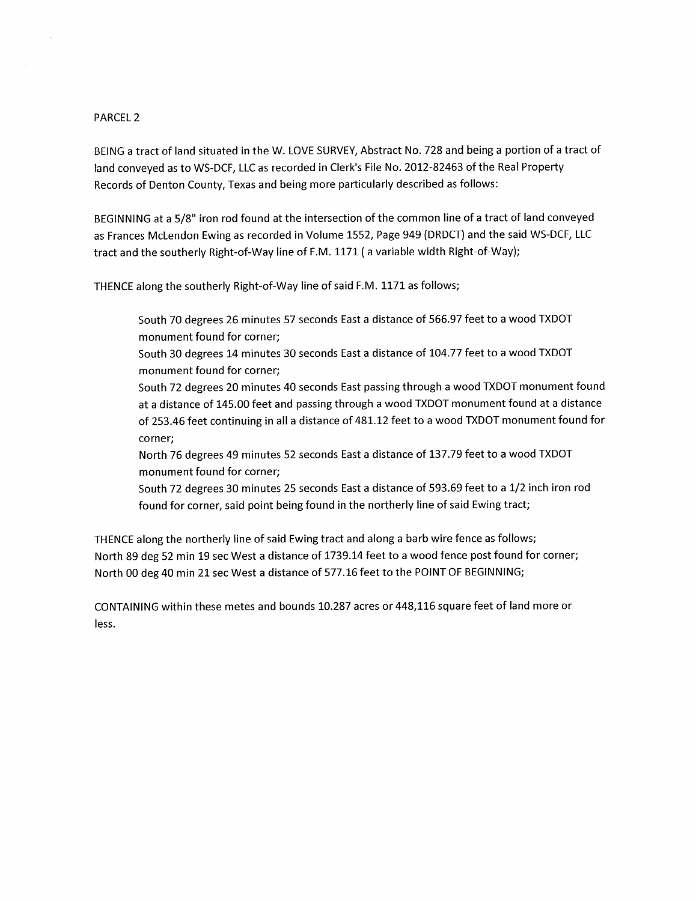PARCEL 2

BEING a tract of land situated in the W. LOVE SURVEY, Abstract No. 728 and being a portion of a tract of land conveyed as to WS-DCF, LLC as recorded in Clerk's File No. 2012-82463 of the Real Property Records of Denton County, Texas and being more particularly described as follows:

BEGINNING at a 5/8" iron rod found at the intersection of the common line of a tract of land conveyed as Frances McLendon Ewing as recorded in Volume 1552, Page 949 (DRDCT) and the said WS-DCF, LLC tract and the southerly Right-of-Way line of F.M. 1171 ( a variable width Right-of-Way);

THENCE along the southerly Right-of-Way line of said F.M. 1171 as follows;

> South 70 degrees 26 minutes 57 seconds East a distance of 566.97 feet to a wood TXDOT monument found for corner;
>
> South 30 degrees 14 minutes 30 seconds East a distance of 104.77 feet to a wood TXDOT monument found for corner;
>
> South 72 degrees 20 minutes 40 seconds East passing through a wood TXDOT monument found at a distance of 145.00 feet and passing through a wood TXDOT monument found at a distance of 253.46 feet continuing in all a distance of 481.12 feet to a wood TXDOT monument found for corner;
>
> North 76 degrees 49 minutes 52 seconds East a distance of 137.79 feet to a wood TXDOT monument found for corner;
>
> South 72 degrees 30 minutes 25 seconds East a distance of 593.69 feet to a 1/2 inch iron rod found for corner, said point being found in the northerly line of said Ewing tract;

THENCE along the northerly line of said Ewing tract and along a barb wire fence as follows;
North 89 deg 52 min 19 sec West a distance of 1739.14 feet to a wood fence post found for corner;
North 00 deg 40 min 21 sec West a distance of 577.16 feet to the POINT OF BEGINNING;

CONTAINING within these metes and bounds 10.287 acres or 448,116 square feet of land more or less.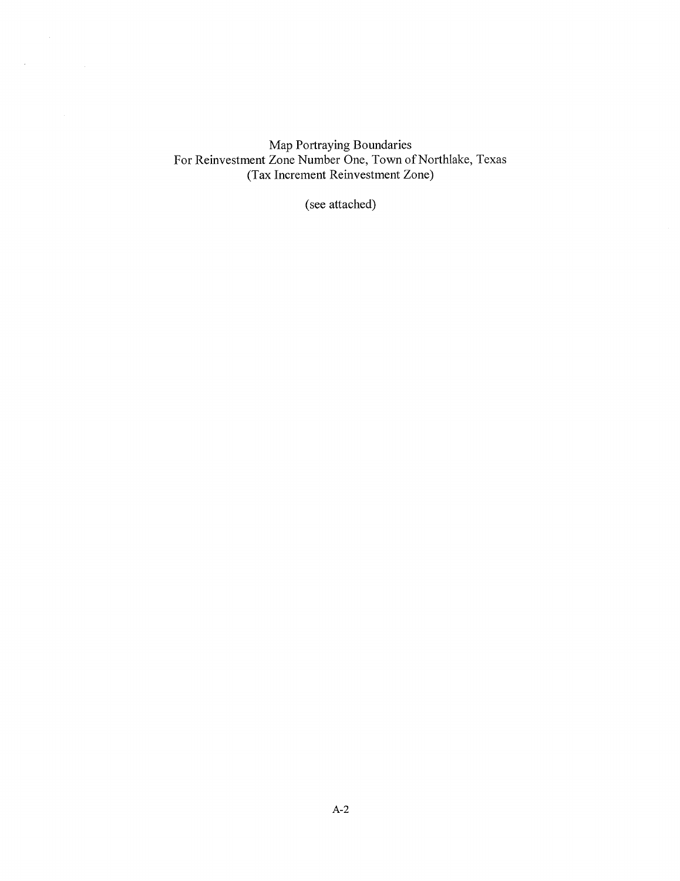Map Portraying Boundaries
For Reinvestment Zone Number One, Town of Northlake, Texas
(Tax Increment Reinvestment Zone)

(see attached)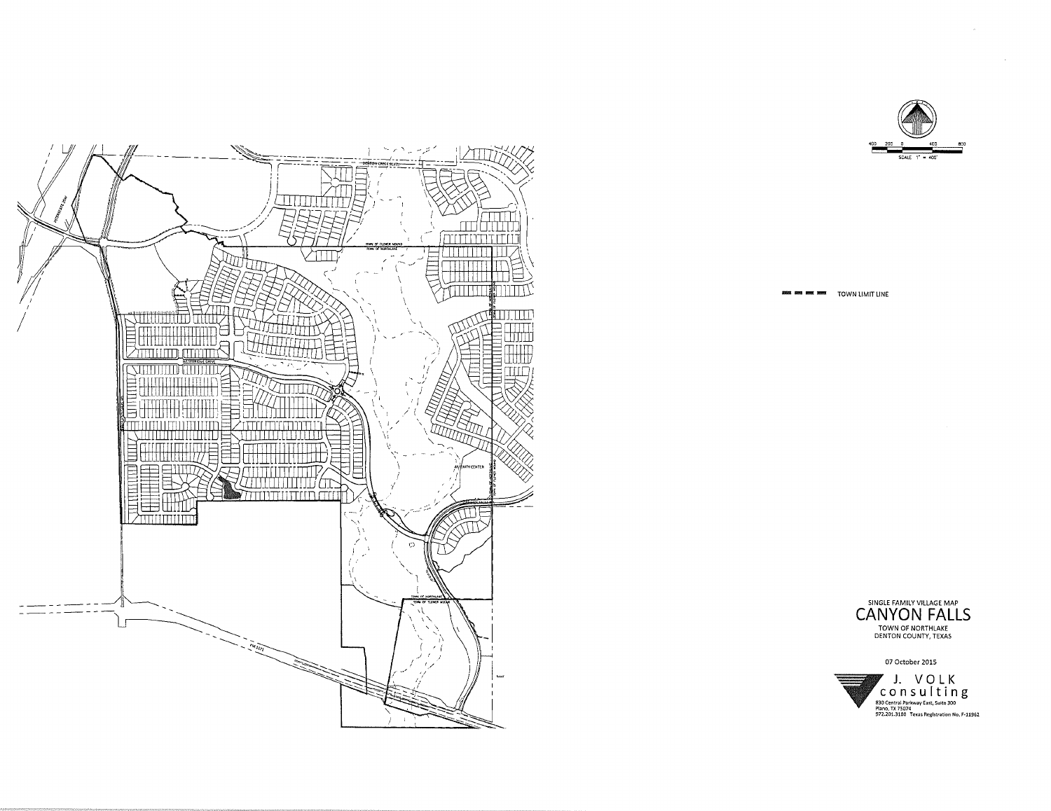TOWN LIMIT LINE

SCALE 1" = 400'

400 200 0 400 800

SINGLE FAMILY VILLAGE MAP

# CANYON FALLS

TOWN OF NORTHLAKE
DENTON COUNTY, TEXAS

07 October 2015

J. VOLK
consulting

830 Central Parkway East, Suite 300
Plano, TX 75074
972.201.3100 Texas Registration No. F-11962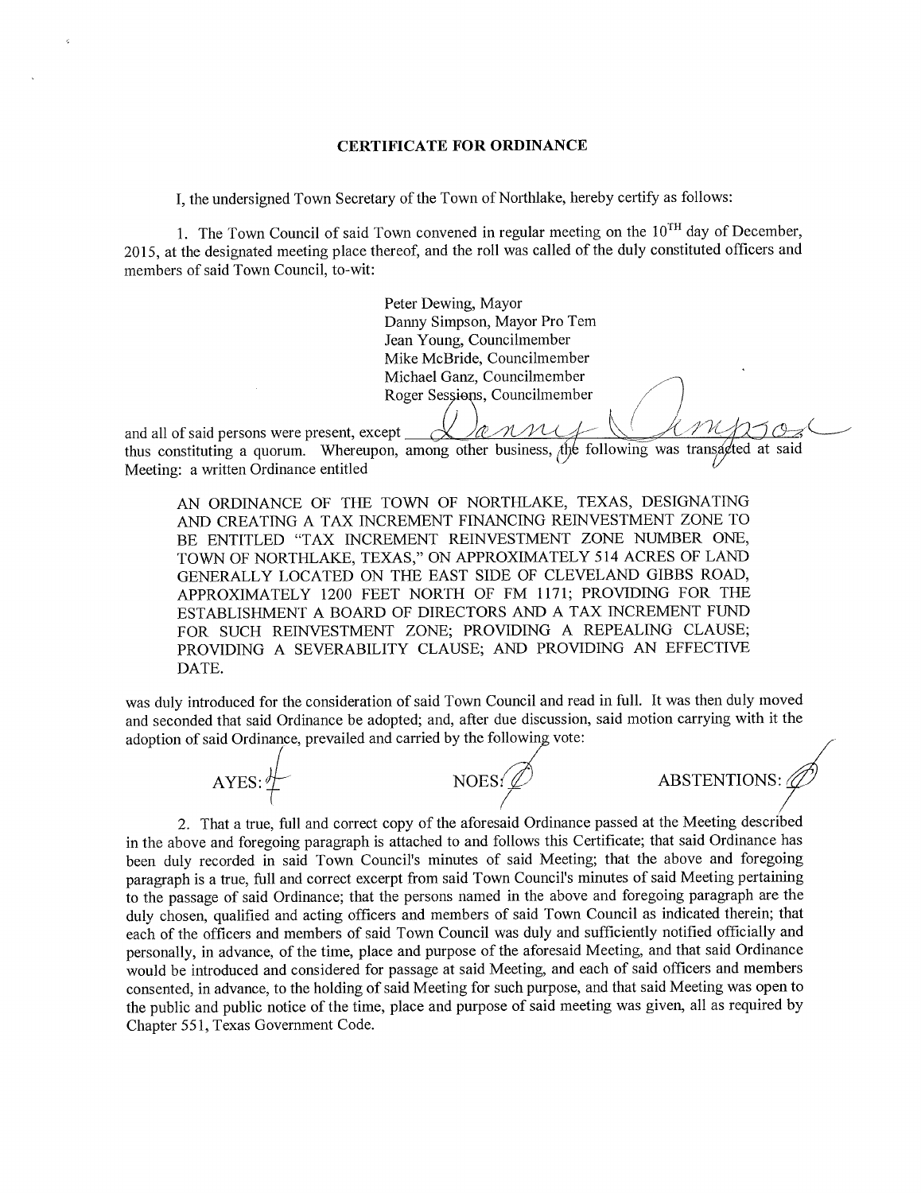**CERTIFICATE FOR ORDINANCE**

I, the undersigned Town Secretary of the Town of Northlake, hereby certify as follows:

1. The Town Council of said Town convened in regular meeting on the 10TH day of December, 2015, at the designated meeting place thereof, and the roll was called of the duly constituted officers and members of said Town Council, to-wit:

Peter Dewing, Mayor
Danny Simpson, Mayor Pro Tem
Jean Young, Councilmember
Mike McBride, Councilmember
Michael Ganz, Councilmember
Roger Sessions, Councilmember

and all of said persons were present, except Danny Simpson thus constituting a quorum. Whereupon, among other business, the following was transacted at said Meeting: a written Ordinance entitled

AN ORDINANCE OF THE TOWN OF NORTHLAKE, TEXAS, DESIGNATING AND CREATING A TAX INCREMENT FINANCING REINVESTMENT ZONE TO BE ENTITLED "TAX INCREMENT REINVESTMENT ZONE NUMBER ONE, TOWN OF NORTHLAKE, TEXAS," ON APPROXIMATELY 514 ACRES OF LAND GENERALLY LOCATED ON THE EAST SIDE OF CLEVELAND GIBBS ROAD, APPROXIMATELY 1200 FEET NORTH OF FM 1171; PROVIDING FOR THE ESTABLISHMENT A BOARD OF DIRECTORS AND A TAX INCREMENT FUND FOR SUCH REINVESTMENT ZONE; PROVIDING A REPEALING CLAUSE; PROVIDING A SEVERABILITY CLAUSE; AND PROVIDING AN EFFECTIVE DATE.

was duly introduced for the consideration of said Town Council and read in full. It was then duly moved and seconded that said Ordinance be adopted; and, after due discussion, said motion carrying with it the adoption of said Ordinance, prevailed and carried by the following vote:

AYES: 4 NOES: 0 ABSTENTIONS: 0

2. That a true, full and correct copy of the aforesaid Ordinance passed at the Meeting described in the above and foregoing paragraph is attached to and follows this Certificate; that said Ordinance has been duly recorded in said Town Council's minutes of said Meeting; that the above and foregoing paragraph is a true, full and correct excerpt from said Town Council's minutes of said Meeting pertaining to the passage of said Ordinance; that the persons named in the above and foregoing paragraph are the duly chosen, qualified and acting officers and members of said Town Council as indicated therein; that each of the officers and members of said Town Council was duly and sufficiently notified officially and personally, in advance, of the time, place and purpose of the aforesaid Meeting, and that said Ordinance would be introduced and considered for passage at said Meeting, and each of said officers and members consented, in advance, to the holding of said Meeting for such purpose, and that said Meeting was open to the public and public notice of the time, place and purpose of said meeting was given, all as required by Chapter 551, Texas Government Code.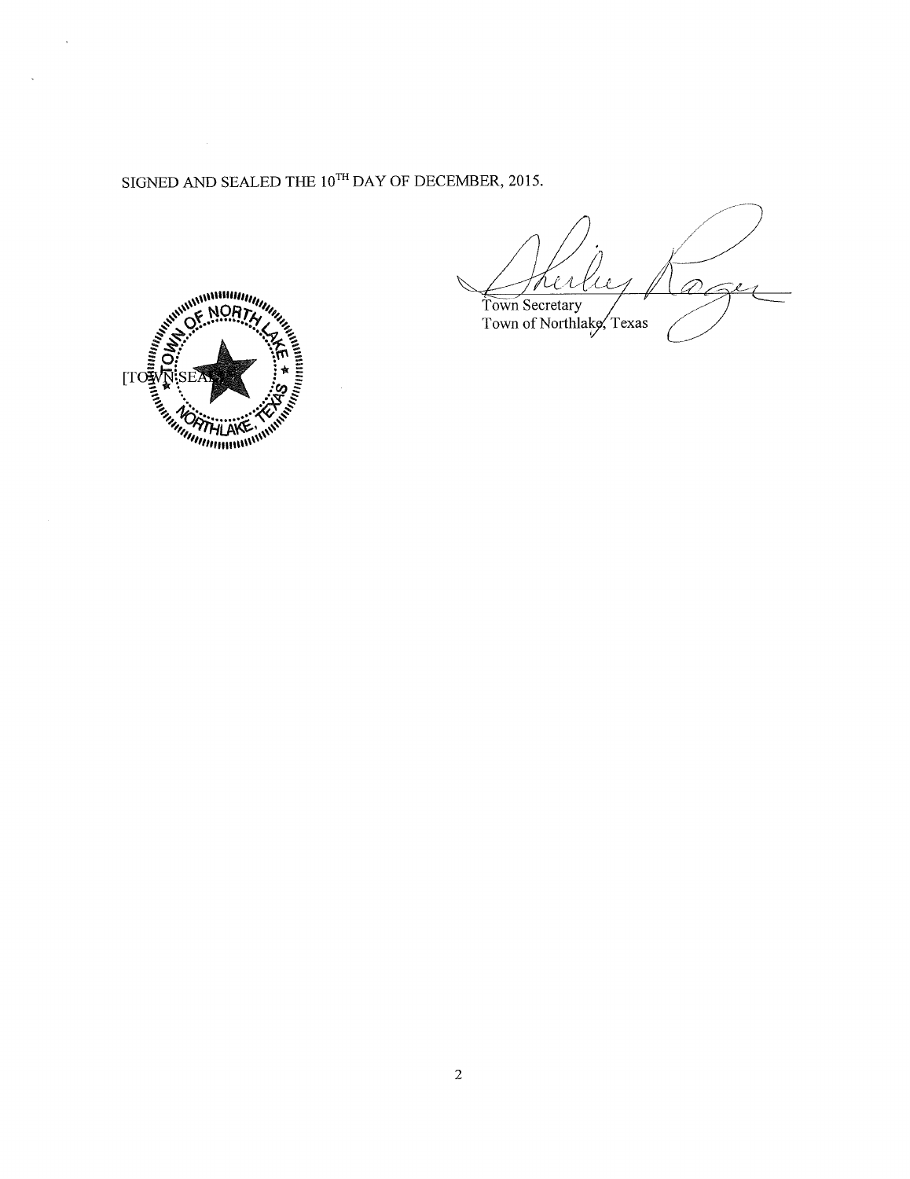SIGNED AND SEALED THE 10TH DAY OF DECEMBER, 2015.

Town Secretary
Town of Northlake, Texas

[TOWN SEAL]